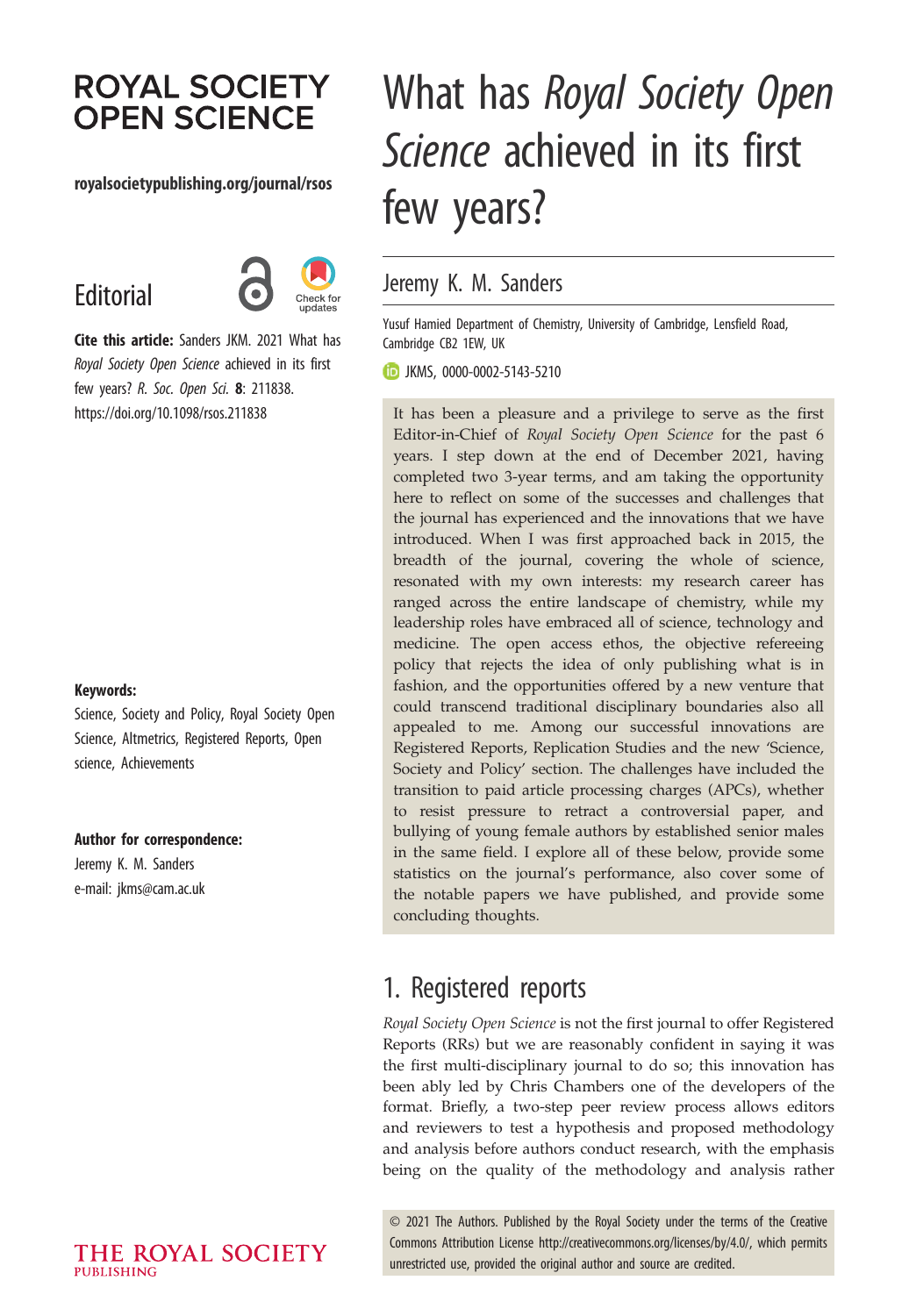# What has *Royal Society Open Science* achieved in its first few years?

## Jeremy K. M. Sanders

Yusuf Hamied Department of Chemistry, University of Cambridge, Lensfield Road, Cambridge CB2 1EW, UK

JKMS, 0000-0002-5143-5210

Editorial

**Cite this article:** Sanders JKM. 2021 What has *Royal Society Open Science* achieved in its first few years? *R. Soc. Open Sci.* **8**: 211838. https://doi.org/10.1098/rsos.211838

**Keywords:**
Science, Society and Policy, Royal Society Open Science, Altmetrics, Registered Reports, Open science, Achievements

**Author for correspondence:**
Jeremy K. M. Sanders
e-mail: jkms@cam.ac.uk

It has been a pleasure and a privilege to serve as the first Editor-in-Chief of *Royal Society Open Science* for the past 6 years. I step down at the end of December 2021, having completed two 3-year terms, and am taking the opportunity here to reflect on some of the successes and challenges that the journal has experienced and the innovations that we have introduced. When I was first approached back in 2015, the breadth of the journal, covering the whole of science, resonated with my own interests: my research career has ranged across the entire landscape of chemistry, while my leadership roles have embraced all of science, technology and medicine. The open access ethos, the objective refereeing policy that rejects the idea of only publishing what is in fashion, and the opportunities offered by a new venture that could transcend traditional disciplinary boundaries also all appealed to me. Among our successful innovations are Registered Reports, Replication Studies and the new 'Science, Society and Policy' section. The challenges have included the transition to paid article processing charges (APCs), whether to resist pressure to retract a controversial paper, and bullying of young female authors by established senior males in the same field. I explore all of these below, provide some statistics on the journal's performance, also cover some of the notable papers we have published, and provide some concluding thoughts.

## 1. Registered reports

*Royal Society Open Science* is not the first journal to offer Registered Reports (RRs) but we are reasonably confident in saying it was the first multi-disciplinary journal to do so; this innovation has been ably led by Chris Chambers one of the developers of the format. Briefly, a two-step peer review process allows editors and reviewers to test a hypothesis and proposed methodology and analysis before authors conduct research, with the emphasis being on the quality of the methodology and analysis rather

© 2021 The Authors. Published by the Royal Society under the terms of the Creative Commons Attribution License http://creativecommons.org/licenses/by/4.0/, which permits unrestricted use, provided the original author and source are credited.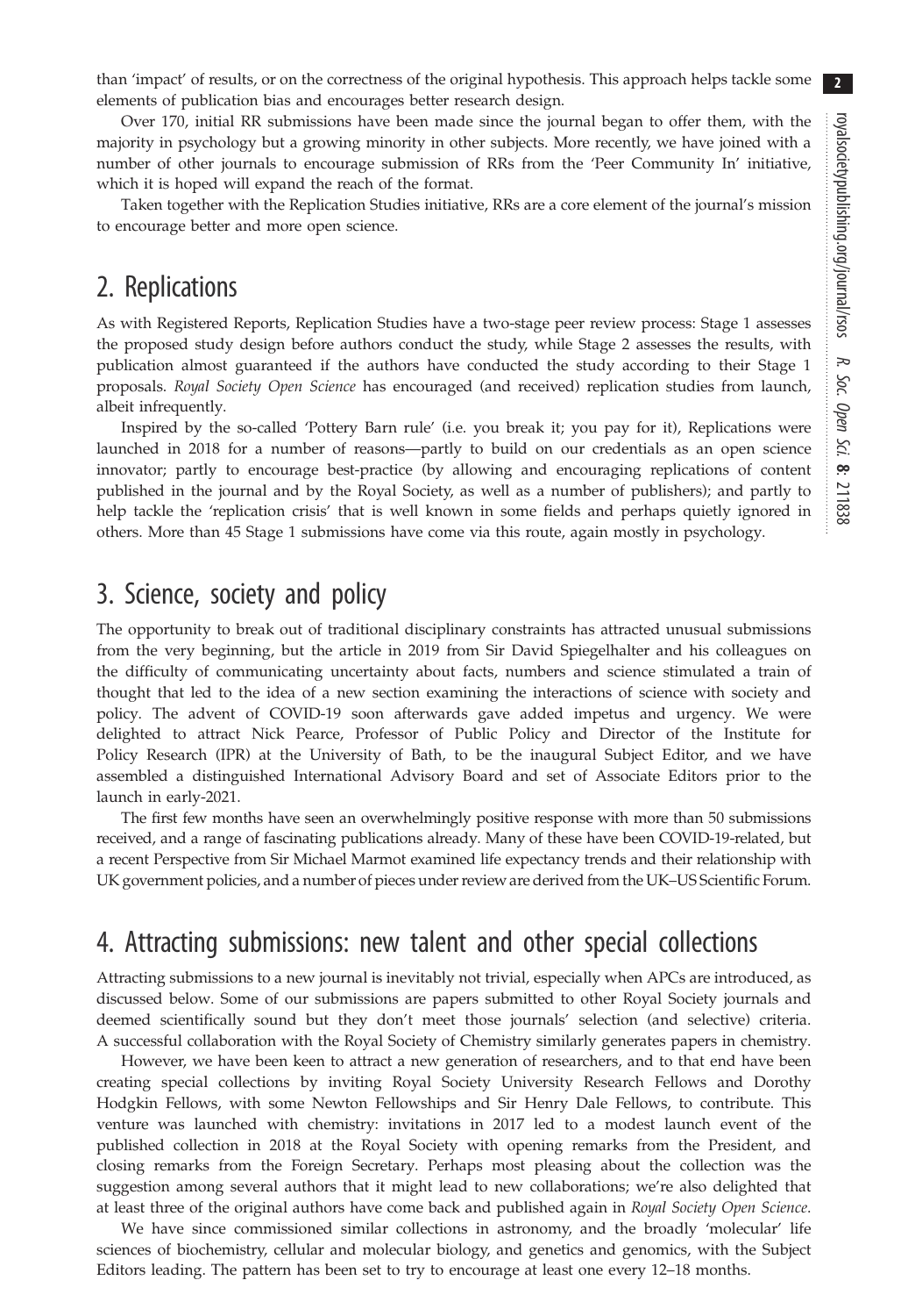than 'impact' of results, or on the correctness of the original hypothesis. This approach helps tackle some elements of publication bias and encourages better research design.

Over 170, initial RR submissions have been made since the journal began to offer them, with the majority in psychology but a growing minority in other subjects. More recently, we have joined with a number of other journals to encourage submission of RRs from the 'Peer Community In' initiative, which it is hoped will expand the reach of the format.

Taken together with the Replication Studies initiative, RRs are a core element of the journal's mission to encourage better and more open science.

## 2. Replications

As with Registered Reports, Replication Studies have a two-stage peer review process: Stage 1 assesses the proposed study design before authors conduct the study, while Stage 2 assesses the results, with publication almost guaranteed if the authors have conducted the study according to their Stage 1 proposals. *Royal Society Open Science* has encouraged (and received) replication studies from launch, albeit infrequently.

Inspired by the so-called 'Pottery Barn rule' (i.e. you break it; you pay for it), Replications were launched in 2018 for a number of reasons—partly to build on our credentials as an open science innovator; partly to encourage best-practice (by allowing and encouraging replications of content published in the journal and by the Royal Society, as well as a number of publishers); and partly to help tackle the 'replication crisis' that is well known in some fields and perhaps quietly ignored in others. More than 45 Stage 1 submissions have come via this route, again mostly in psychology.

## 3. Science, society and policy

The opportunity to break out of traditional disciplinary constraints has attracted unusual submissions from the very beginning, but the article in 2019 from Sir David Spiegelhalter and his colleagues on the difficulty of communicating uncertainty about facts, numbers and science stimulated a train of thought that led to the idea of a new section examining the interactions of science with society and policy. The advent of COVID-19 soon afterwards gave added impetus and urgency. We were delighted to attract Nick Pearce, Professor of Public Policy and Director of the Institute for Policy Research (IPR) at the University of Bath, to be the inaugural Subject Editor, and we have assembled a distinguished International Advisory Board and set of Associate Editors prior to the launch in early-2021.

The first few months have seen an overwhelmingly positive response with more than 50 submissions received, and a range of fascinating publications already. Many of these have been COVID-19-related, but a recent Perspective from Sir Michael Marmot examined life expectancy trends and their relationship with UK government policies, and a number of pieces under review are derived from the UK–US Scientific Forum.

## 4. Attracting submissions: new talent and other special collections

Attracting submissions to a new journal is inevitably not trivial, especially when APCs are introduced, as discussed below. Some of our submissions are papers submitted to other Royal Society journals and deemed scientifically sound but they don't meet those journals' selection (and selective) criteria. A successful collaboration with the Royal Society of Chemistry similarly generates papers in chemistry.

However, we have been keen to attract a new generation of researchers, and to that end have been creating special collections by inviting Royal Society University Research Fellows and Dorothy Hodgkin Fellows, with some Newton Fellowships and Sir Henry Dale Fellows, to contribute. This venture was launched with chemistry: invitations in 2017 led to a modest launch event of the published collection in 2018 at the Royal Society with opening remarks from the President, and closing remarks from the Foreign Secretary. Perhaps most pleasing about the collection was the suggestion among several authors that it might lead to new collaborations; we're also delighted that at least three of the original authors have come back and published again in *Royal Society Open Science*.

We have since commissioned similar collections in astronomy, and the broadly 'molecular' life sciences of biochemistry, cellular and molecular biology, and genetics and genomics, with the Subject Editors leading. The pattern has been set to try to encourage at least one every 12–18 months.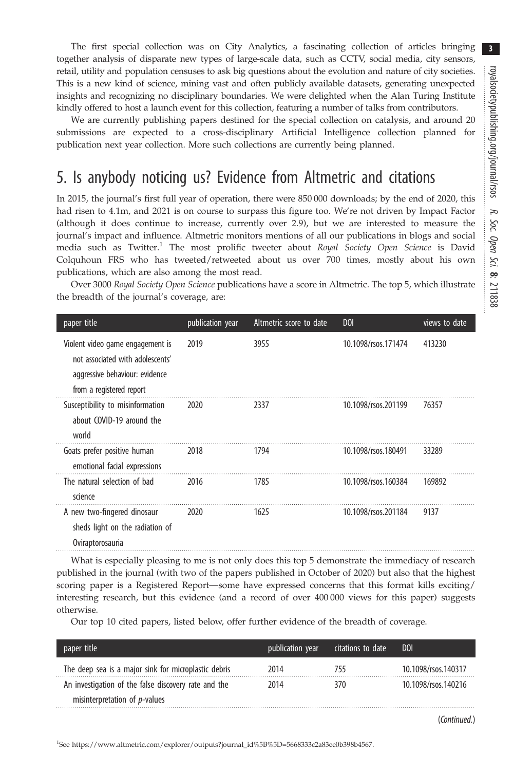The first special collection was on City Analytics, a fascinating collection of articles bringing together analysis of disparate new types of large-scale data, such as CCTV, social media, city sensors, retail, utility and population censuses to ask big questions about the evolution and nature of city societies. This is a new kind of science, mining vast and often publicly available datasets, generating unexpected insights and recognizing no disciplinary boundaries. We were delighted when the Alan Turing Institute kindly offered to host a launch event for this collection, featuring a number of talks from contributors.

We are currently publishing papers destined for the special collection on catalysis, and around 20 submissions are expected to a cross-disciplinary Artificial Intelligence collection planned for publication next year collection. More such collections are currently being planned.

## 5. Is anybody noticing us? Evidence from Altmetric and citations

In 2015, the journal's first full year of operation, there were 850 000 downloads; by the end of 2020, this had risen to 4.1m, and 2021 is on course to surpass this figure too. We're not driven by Impact Factor (although it does continue to increase, currently over 2.9), but we are interested to measure the journal's impact and influence. Altmetric monitors mentions of all our publications in blogs and social media such as Twitter.[1] The most prolific tweeter about *Royal Society Open Science* is David Colquhoun FRS who has tweeted/retweeted about us over 700 times, mostly about his own publications, which are also among the most read.

Over 3000 *Royal Society Open Science* publications have a score in Altmetric. The top 5, which illustrate the breadth of the journal's coverage, are:

| paper title | publication year | Altmetric score to date | DOI | views to date |
|---|---|---|---|---|
| Violent video game engagement is not associated with adolescents' aggressive behaviour: evidence from a registered report | 2019 | 3955 | 10.1098/rsos.171474 | 413230 |
| Susceptibility to misinformation about COVID-19 around the world | 2020 | 2337 | 10.1098/rsos.201199 | 76357 |
| Goats prefer positive human emotional facial expressions | 2018 | 1794 | 10.1098/rsos.180491 | 33289 |
| The natural selection of bad science | 2016 | 1785 | 10.1098/rsos.160384 | 169892 |
| A new two-fingered dinosaur sheds light on the radiation of Oviraptorosauria | 2020 | 1625 | 10.1098/rsos.201184 | 9137 |

What is especially pleasing to me is not only does this top 5 demonstrate the immediacy of research published in the journal (with two of the papers published in October of 2020) but also that the highest scoring paper is a Registered Report—some have expressed concerns that this format kills exciting/interesting research, but this evidence (and a record of over 400 000 views for this paper) suggests otherwise.

Our top 10 cited papers, listed below, offer further evidence of the breadth of coverage.

| paper title | publication year | citations to date | DOI |
|---|---|---|---|
| The deep sea is a major sink for microplastic debris | 2014 | 755 | 10.1098/rsos.140317 |
| An investigation of the false discovery rate and the misinterpretation of *p*-values | 2014 | 370 | 10.1098/rsos.140216 |

(*Continued.*)

[1] See https://www.altmetric.com/explorer/outputs?journal_id%5B%5D=5668333c2a83ee0b398b4567.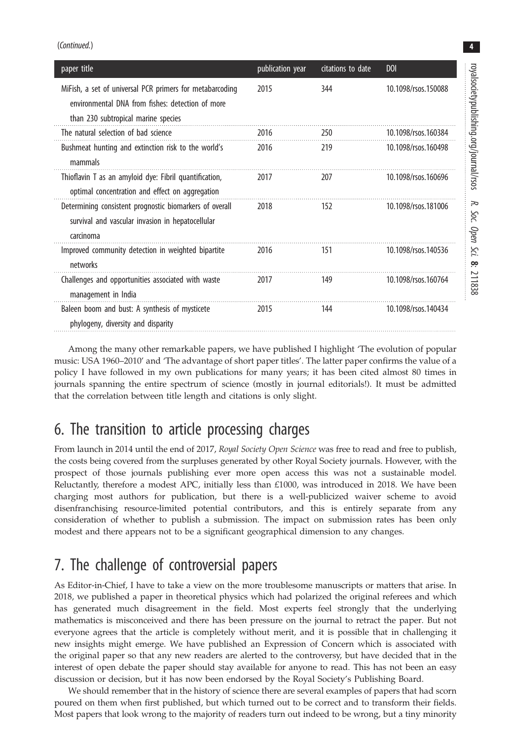(*Continued.*)

| paper title | publication year | citations to date | DOI |
|---|---|---|---|
| MiFish, a set of universal PCR primers for metabarcoding environmental DNA from fishes: detection of more than 230 subtropical marine species | 2015 | 344 | 10.1098/rsos.150088 |
| The natural selection of bad science | 2016 | 250 | 10.1098/rsos.160384 |
| Bushmeat hunting and extinction risk to the world's mammals | 2016 | 219 | 10.1098/rsos.160498 |
| Thioflavin T as an amyloid dye: Fibril quantification, optimal concentration and effect on aggregation | 2017 | 207 | 10.1098/rsos.160696 |
| Determining consistent prognostic biomarkers of overall survival and vascular invasion in hepatocellular carcinoma | 2018 | 152 | 10.1098/rsos.181006 |
| Improved community detection in weighted bipartite networks | 2016 | 151 | 10.1098/rsos.140536 |
| Challenges and opportunities associated with waste management in India | 2017 | 149 | 10.1098/rsos.160764 |
| Baleen boom and bust: A synthesis of mysticete phylogeny, diversity and disparity | 2015 | 144 | 10.1098/rsos.140434 |

Among the many other remarkable papers, we have published I highlight 'The evolution of popular music: USA 1960–2010' and 'The advantage of short paper titles'. The latter paper confirms the value of a policy I have followed in my own publications for many years; it has been cited almost 80 times in journals spanning the entire spectrum of science (mostly in journal editorials!). It must be admitted that the correlation between title length and citations is only slight.

## 6. The transition to article processing charges

From launch in 2014 until the end of 2017, *Royal Society Open Science* was free to read and free to publish, the costs being covered from the surpluses generated by other Royal Society journals. However, with the prospect of those journals publishing ever more open access this was not a sustainable model. Reluctantly, therefore a modest APC, initially less than £1000, was introduced in 2018. We have been charging most authors for publication, but there is a well-publicized waiver scheme to avoid disenfranchising resource-limited potential contributors, and this is entirely separate from any consideration of whether to publish a submission. The impact on submission rates has been only modest and there appears not to be a significant geographical dimension to any changes.

## 7. The challenge of controversial papers

As Editor-in-Chief, I have to take a view on the more troublesome manuscripts or matters that arise. In 2018, we published a paper in theoretical physics which had polarized the original referees and which has generated much disagreement in the field. Most experts feel strongly that the underlying mathematics is misconceived and there has been pressure on the journal to retract the paper. But not everyone agrees that the article is completely without merit, and it is possible that in challenging it new insights might emerge. We have published an Expression of Concern which is associated with the original paper so that any new readers are alerted to the controversy, but have decided that in the interest of open debate the paper should stay available for anyone to read. This has not been an easy discussion or decision, but it has now been endorsed by the Royal Society's Publishing Board.

We should remember that in the history of science there are several examples of papers that had scorn poured on them when first published, but which turned out to be correct and to transform their fields. Most papers that look wrong to the majority of readers turn out indeed to be wrong, but a tiny minority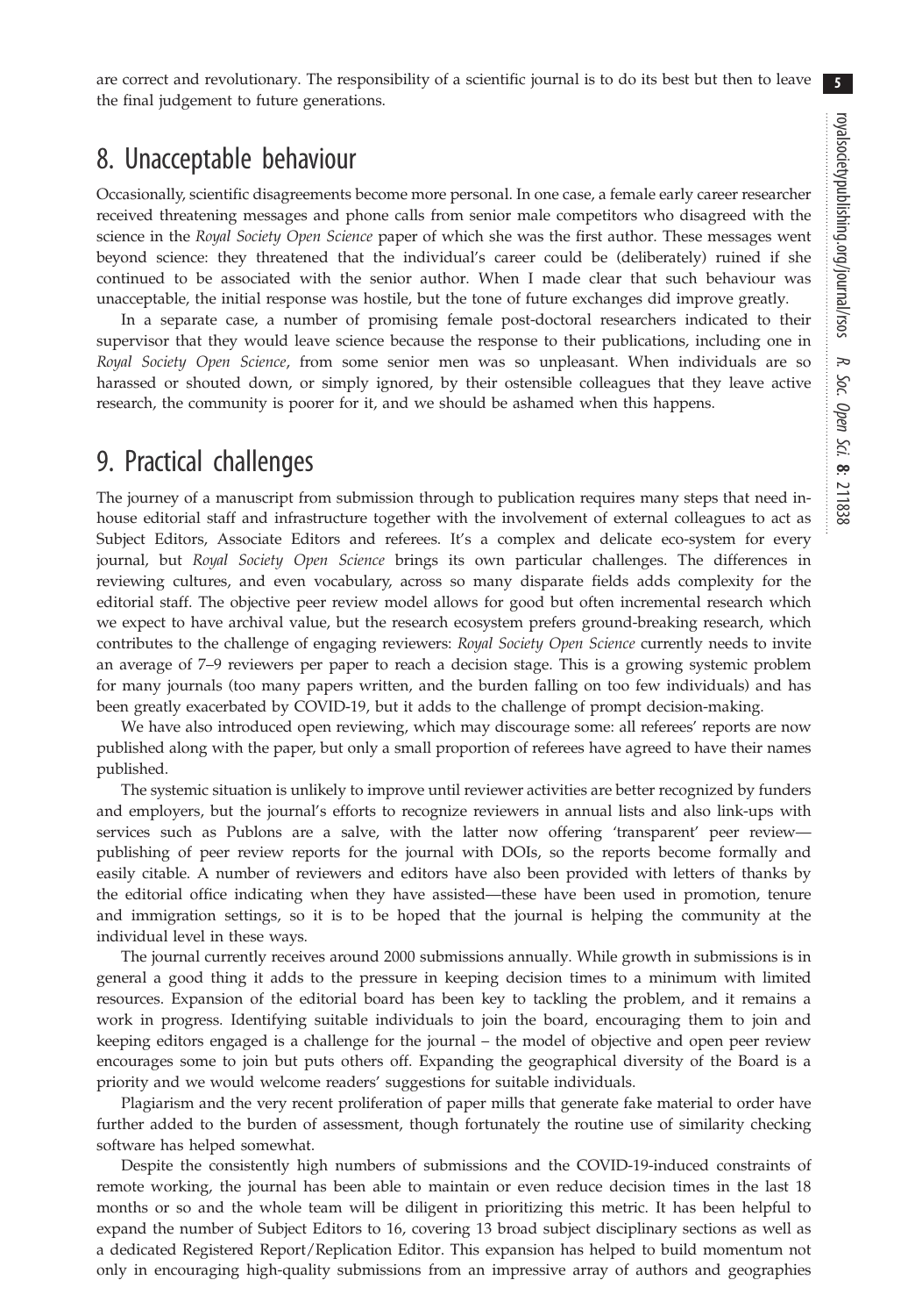are correct and revolutionary. The responsibility of a scientific journal is to do its best but then to leave the final judgement to future generations.

## 8. Unacceptable behaviour

Occasionally, scientific disagreements become more personal. In one case, a female early career researcher received threatening messages and phone calls from senior male competitors who disagreed with the science in the *Royal Society Open Science* paper of which she was the first author. These messages went beyond science: they threatened that the individual's career could be (deliberately) ruined if she continued to be associated with the senior author. When I made clear that such behaviour was unacceptable, the initial response was hostile, but the tone of future exchanges did improve greatly.

In a separate case, a number of promising female post-doctoral researchers indicated to their supervisor that they would leave science because the response to their publications, including one in *Royal Society Open Science*, from some senior men was so unpleasant. When individuals are so harassed or shouted down, or simply ignored, by their ostensible colleagues that they leave active research, the community is poorer for it, and we should be ashamed when this happens.

## 9. Practical challenges

The journey of a manuscript from submission through to publication requires many steps that need in-house editorial staff and infrastructure together with the involvement of external colleagues to act as Subject Editors, Associate Editors and referees. It's a complex and delicate eco-system for every journal, but *Royal Society Open Science* brings its own particular challenges. The differences in reviewing cultures, and even vocabulary, across so many disparate fields adds complexity for the editorial staff. The objective peer review model allows for good but often incremental research which we expect to have archival value, but the research ecosystem prefers ground-breaking research, which contributes to the challenge of engaging reviewers: *Royal Society Open Science* currently needs to invite an average of 7–9 reviewers per paper to reach a decision stage. This is a growing systemic problem for many journals (too many papers written, and the burden falling on too few individuals) and has been greatly exacerbated by COVID-19, but it adds to the challenge of prompt decision-making.

We have also introduced open reviewing, which may discourage some: all referees' reports are now published along with the paper, but only a small proportion of referees have agreed to have their names published.

The systemic situation is unlikely to improve until reviewer activities are better recognized by funders and employers, but the journal's efforts to recognize reviewers in annual lists and also link-ups with services such as Publons are a salve, with the latter now offering 'transparent' peer review—publishing of peer review reports for the journal with DOIs, so the reports become formally and easily citable. A number of reviewers and editors have also been provided with letters of thanks by the editorial office indicating when they have assisted—these have been used in promotion, tenure and immigration settings, so it is to be hoped that the journal is helping the community at the individual level in these ways.

The journal currently receives around 2000 submissions annually. While growth in submissions is in general a good thing it adds to the pressure in keeping decision times to a minimum with limited resources. Expansion of the editorial board has been key to tackling the problem, and it remains a work in progress. Identifying suitable individuals to join the board, encouraging them to join and keeping editors engaged is a challenge for the journal – the model of objective and open peer review encourages some to join but puts others off. Expanding the geographical diversity of the Board is a priority and we would welcome readers' suggestions for suitable individuals.

Plagiarism and the very recent proliferation of paper mills that generate fake material to order have further added to the burden of assessment, though fortunately the routine use of similarity checking software has helped somewhat.

Despite the consistently high numbers of submissions and the COVID-19-induced constraints of remote working, the journal has been able to maintain or even reduce decision times in the last 18 months or so and the whole team will be diligent in prioritizing this metric. It has been helpful to expand the number of Subject Editors to 16, covering 13 broad subject disciplinary sections as well as a dedicated Registered Report/Replication Editor. This expansion has helped to build momentum not only in encouraging high-quality submissions from an impressive array of authors and geographies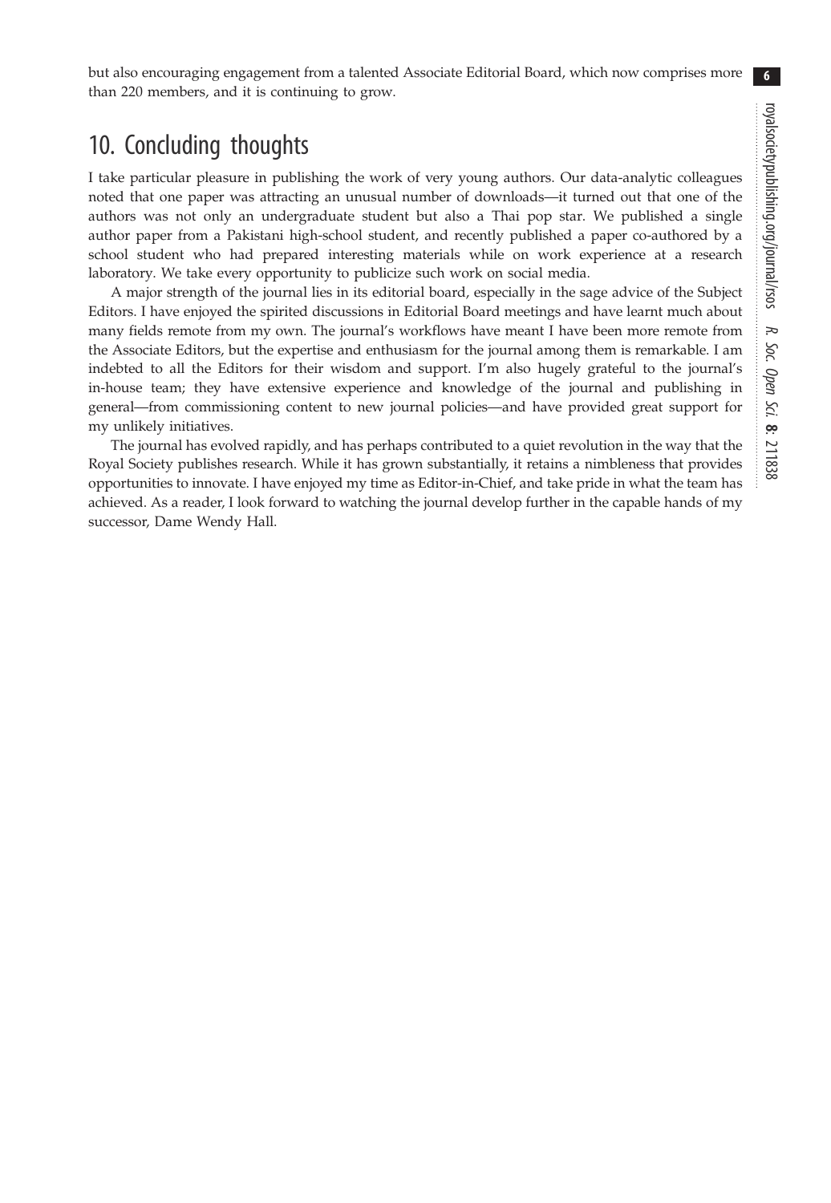but also encouraging engagement from a talented Associate Editorial Board, which now comprises more than 220 members, and it is continuing to grow.

## 10. Concluding thoughts

I take particular pleasure in publishing the work of very young authors. Our data-analytic colleagues noted that one paper was attracting an unusual number of downloads—it turned out that one of the authors was not only an undergraduate student but also a Thai pop star. We published a single author paper from a Pakistani high-school student, and recently published a paper co-authored by a school student who had prepared interesting materials while on work experience at a research laboratory. We take every opportunity to publicize such work on social media.

A major strength of the journal lies in its editorial board, especially in the sage advice of the Subject Editors. I have enjoyed the spirited discussions in Editorial Board meetings and have learnt much about many fields remote from my own. The journal's workflows have meant I have been more remote from the Associate Editors, but the expertise and enthusiasm for the journal among them is remarkable. I am indebted to all the Editors for their wisdom and support. I'm also hugely grateful to the journal's in-house team; they have extensive experience and knowledge of the journal and publishing in general—from commissioning content to new journal policies—and have provided great support for my unlikely initiatives.

The journal has evolved rapidly, and has perhaps contributed to a quiet revolution in the way that the Royal Society publishes research. While it has grown substantially, it retains a nimbleness that provides opportunities to innovate. I have enjoyed my time as Editor-in-Chief, and take pride in what the team has achieved. As a reader, I look forward to watching the journal develop further in the capable hands of my successor, Dame Wendy Hall.